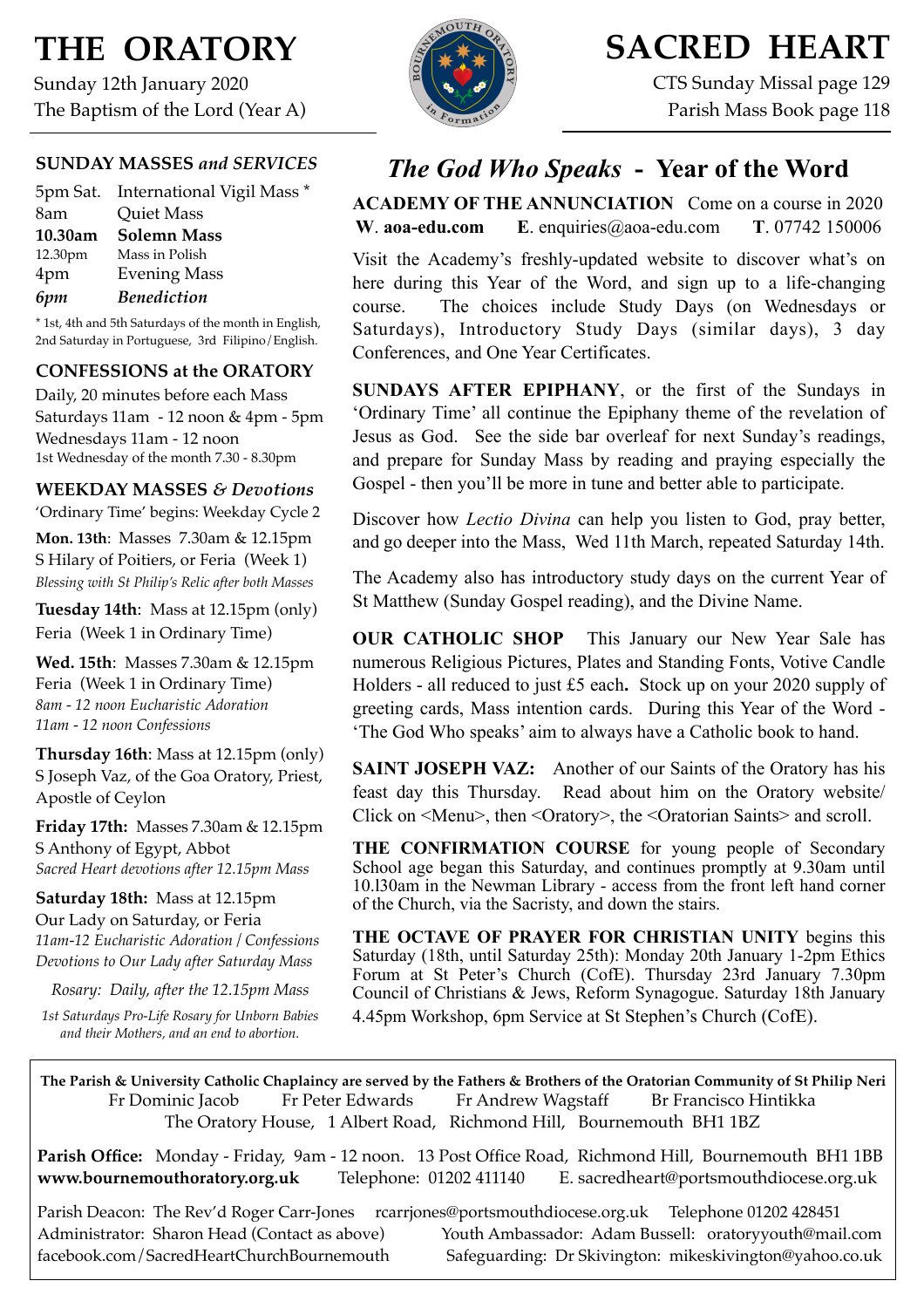# THE ORATORY

Sunday 12th January 2020
The Baptism of the Lord (Year A)

# SACRED HEART

CTS Sunday Missal page 129
Parish Mass Book page 118

## SUNDAY MASSES *and SERVICES*

| | |
|---|---|
| 5pm Sat. | International Vigil Mass * |
| 8am | Quiet Mass |
| **10.30am** | **Solemn Mass** |
| 12.30pm | Mass in Polish |
| 4pm | Evening Mass |
| ***6pm*** | ***Benediction*** |

\* 1st, 4th and 5th Saturdays of the month in English, 2nd Saturday in Portuguese, 3rd Filipino/English.

## CONFESSIONS at the ORATORY

Daily, 20 minutes before each Mass
Saturdays 11am - 12 noon & 4pm - 5pm
Wednesdays 11am - 12 noon
1st Wednesday of the month 7.30 - 8.30pm

## WEEKDAY MASSES *& Devotions*

'Ordinary Time' begins: Weekday Cycle 2

**Mon. 13th**: Masses 7.30am & 12.15pm
S Hilary of Poitiers, or Feria (Week 1)
*Blessing with St Philip's Relic after both Masses*

**Tuesday 14th**: Mass at 12.15pm (only)
Feria (Week 1 in Ordinary Time)

**Wed. 15th**: Masses 7.30am & 12.15pm
Feria (Week 1 in Ordinary Time)
*8am - 12 noon Eucharistic Adoration*
*11am - 12 noon Confessions*

**Thursday 16th**: Mass at 12.15pm (only)
S Joseph Vaz, of the Goa Oratory, Priest, Apostle of Ceylon

**Friday 17th:** Masses 7.30am & 12.15pm
S Anthony of Egypt, Abbot
*Sacred Heart devotions after 12.15pm Mass*

**Saturday 18th:** Mass at 12.15pm
Our Lady on Saturday, or Feria
*11am-12 Eucharistic Adoration / Confessions*
*Devotions to Our Lady after Saturday Mass*

*Rosary: Daily, after the 12.15pm Mass*

*1st Saturdays Pro-Life Rosary for Unborn Babies and their Mothers, and an end to abortion.*

## *The God Who Speaks* - Year of the Word

**ACADEMY OF THE ANNUNCIATION** Come on a course in 2020
**W**. **aoa-edu.com** **E**. enquiries@aoa-edu.com **T**. 07742 150006

Visit the Academy's freshly-updated website to discover what's on here during this Year of the Word, and sign up to a life-changing course. The choices include Study Days (on Wednesdays or Saturdays), Introductory Study Days (similar days), 3 day Conferences, and One Year Certificates.

**SUNDAYS AFTER EPIPHANY**, or the first of the Sundays in 'Ordinary Time' all continue the Epiphany theme of the revelation of Jesus as God. See the side bar overleaf for next Sunday's readings, and prepare for Sunday Mass by reading and praying especially the Gospel - then you'll be more in tune and better able to participate.

Discover how *Lectio Divina* can help you listen to God, pray better, and go deeper into the Mass, Wed 11th March, repeated Saturday 14th.

The Academy also has introductory study days on the current Year of St Matthew (Sunday Gospel reading), and the Divine Name.

**OUR CATHOLIC SHOP** This January our New Year Sale has numerous Religious Pictures, Plates and Standing Fonts, Votive Candle Holders - all reduced to just £5 each**.** Stock up on your 2020 supply of greeting cards, Mass intention cards. During this Year of the Word - 'The God Who speaks' aim to always have a Catholic book to hand.

**SAINT JOSEPH VAZ:** Another of our Saints of the Oratory has his feast day this Thursday. Read about him on the Oratory website/ Click on <Menu>, then <Oratory>, the <Oratorian Saints> and scroll.

**THE CONFIRMATION COURSE** for young people of Secondary School age began this Saturday, and continues promptly at 9.30am until 10.l30am in the Newman Library - access from the front left hand corner of the Church, via the Sacristy, and down the stairs.

**THE OCTAVE OF PRAYER FOR CHRISTIAN UNITY** begins this Saturday (18th, until Saturday 25th): Monday 20th January 1-2pm Ethics Forum at St Peter's Church (CofE). Thursday 23rd January 7.30pm Council of Christians & Jews, Reform Synagogue. Saturday 18th January 4.45pm Workshop, 6pm Service at St Stephen's Church (CofE).

---

**The Parish & University Catholic Chaplaincy are served by the Fathers & Brothers of the Oratorian Community of St Philip Neri**
Fr Dominic Jacob  Fr Peter Edwards  Fr Andrew Wagstaff  Br Francisco Hintikka
The Oratory House, 1 Albert Road, Richmond Hill, Bournemouth BH1 1BZ

**Parish Office:** Monday - Friday, 9am - 12 noon. 13 Post Office Road, Richmond Hill, Bournemouth BH1 1BB
**www.bournemouthoratory.org.uk** Telephone: 01202 411140 E. sacredheart@portsmouthdiocese.org.uk

Parish Deacon: The Rev'd Roger Carr-Jones rcarrjones@portsmouthdiocese.org.uk Telephone 01202 428451
Administrator: Sharon Head (Contact as above) Youth Ambassador: Adam Bussell: oratoryyouth@mail.com
facebook.com/SacredHeartChurchBournemouth Safeguarding: Dr Skivington: mikeskivington@yahoo.co.uk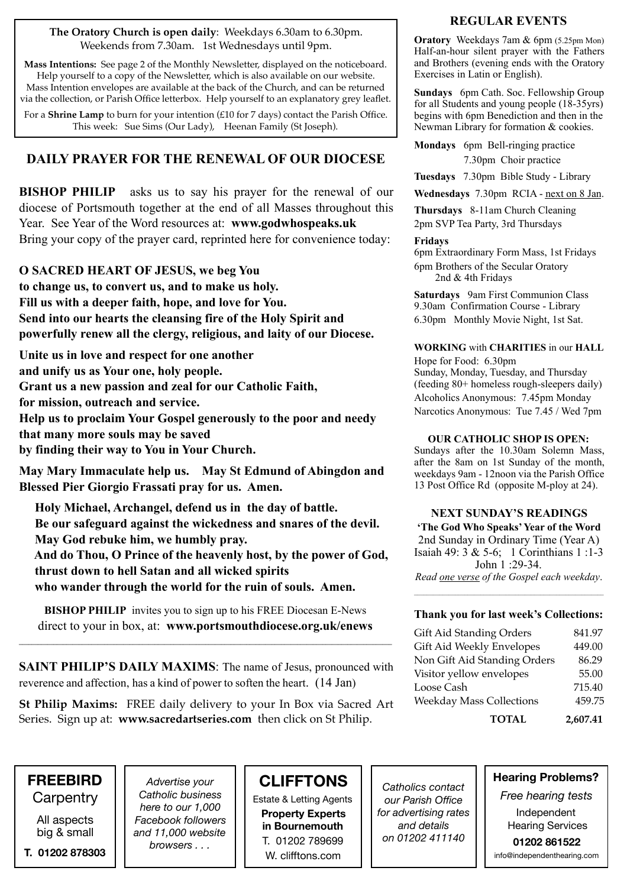**The Oratory Church is open daily**: Weekdays 6.30am to 6.30pm. Weekends from 7.30am. 1st Wednesdays until 9pm.

**Mass Intentions:** See page 2 of the Monthly Newsletter, displayed on the noticeboard. Help yourself to a copy of the Newsletter, which is also available on our website. Mass Intention envelopes are available at the back of the Church, and can be returned via the collection, or Parish Office letterbox. Help yourself to an explanatory grey leaflet.

For a **Shrine Lamp** to burn for your intention (£10 for 7 days) contact the Parish Office. This week: Sue Sims (Our Lady), Heenan Family (St Joseph).

## DAILY PRAYER FOR THE RENEWAL OF OUR DIOCESE

**BISHOP PHILIP** asks us to say his prayer for the renewal of our diocese of Portsmouth together at the end of all Masses throughout this Year. See Year of the Word resources at: **www.godwhospeaks.uk** Bring your copy of the prayer card, reprinted here for convenience today:

**O SACRED HEART OF JESUS, we beg You**
**to change us, to convert us, and to make us holy.**
**Fill us with a deeper faith, hope, and love for You.**
**Send into our hearts the cleansing fire of the Holy Spirit and**
**powerfully renew all the clergy, religious, and laity of our Diocese.**

**Unite us in love and respect for one another**
**and unify us as Your one, holy people.**
**Grant us a new passion and zeal for our Catholic Faith,**
**for mission, outreach and service.**
**Help us to proclaim Your Gospel generously to the poor and needy**
**that many more souls may be saved**
**by finding their way to You in Your Church.**

**May Mary Immaculate help us. May St Edmund of Abingdon and Blessed Pier Giorgio Frassati pray for us. Amen.**

**Holy Michael, Archangel, defend us in the day of battle.**
**Be our safeguard against the wickedness and snares of the devil.**
**May God rebuke him, we humbly pray.**
**And do Thou, O Prince of the heavenly host, by the power of God,**
**thrust down to hell Satan and all wicked spirits**
**who wander through the world for the ruin of souls. Amen.**

**BISHOP PHILIP** invites you to sign up to his FREE Diocesan E-News direct to your in box, at: **www.portsmouthdiocese.org.uk/enews**

---

**SAINT PHILIP'S DAILY MAXIMS**: The name of Jesus, pronounced with reverence and affection, has a kind of power to soften the heart. (14 Jan)

**St Philip Maxims:** FREE daily delivery to your In Box via Sacred Art Series. Sign up at: **www.sacredartseries.com** then click on St Philip.

### REGULAR EVENTS

**Oratory** Weekdays 7am & 6pm (5.25pm Mon) Half-an-hour silent prayer with the Fathers and Brothers (evening ends with the Oratory Exercises in Latin or English).

**Sundays** 6pm Cath. Soc. Fellowship Group for all Students and young people (18-35yrs) begins with 6pm Benediction and then in the Newman Library for formation & cookies.

**Mondays** 6pm Bell-ringing practice
7.30pm Choir practice

**Tuesdays** 7.30pm Bible Study - Library

**Wednesdays** 7.30pm RCIA - next on 8 Jan.

**Thursdays** 8-11am Church Cleaning
2pm SVP Tea Party, 3rd Thursdays

**Fridays**
6pm Extraordinary Form Mass, 1st Fridays
6pm Brothers of the Secular Oratory 2nd & 4th Fridays

**Saturdays** 9am First Communion Class
9.30am Confirmation Course - Library
6.30pm Monthly Movie Night, 1st Sat.

**WORKING** with **CHARITIES** in our **HALL**
Hope for Food: 6.30pm
Sunday, Monday, Tuesday, and Thursday (feeding 80+ homeless rough-sleepers daily)
Alcoholics Anonymous: 7.45pm Monday
Narcotics Anonymous: Tue 7.45 / Wed 7pm

**OUR CATHOLIC SHOP IS OPEN:**
Sundays after the 10.30am Solemn Mass, after the 8am on 1st Sunday of the month, weekdays 9am - 12noon via the Parish Office 13 Post Office Rd (opposite M-ploy at 24).

**NEXT SUNDAY'S READINGS**
**'The God Who Speaks' Year of the Word**
2nd Sunday in Ordinary Time (Year A)
Isaiah 49: 3 & 5-6; 1 Corinthians 1 :1-3
John 1 :29-34.
*Read one verse of the Gospel each weekday*.

---

**Thank you for last week's Collections:**

| | |
|---|---|
| Gift Aid Standing Orders | 841.97 |
| Gift Aid Weekly Envelopes | 449.00 |
| Non Gift Aid Standing Orders | 86.29 |
| Visitor yellow envelopes | 55.00 |
| Loose Cash | 715.40 |
| Weekday Mass Collections | 459.75 |
| **TOTAL** | **2,607.41** |

**FREEBIRD** Carpentry
All aspects big & small
**T. 01202 878303**

*Advertise your Catholic business here to our 1,000 Facebook followers and 11,000 website browsers . . .*

**CLIFFTONS**
Estate & Letting Agents
**Property Experts in Bournemouth**
T. 01202 789699
W. clifftons.com

*Catholics contact our Parish Office for advertising rates and details on 01202 411140*

**Hearing Problems?**
*Free hearing tests*
Independent Hearing Services
**01202 861522**
info@independenthearing.com